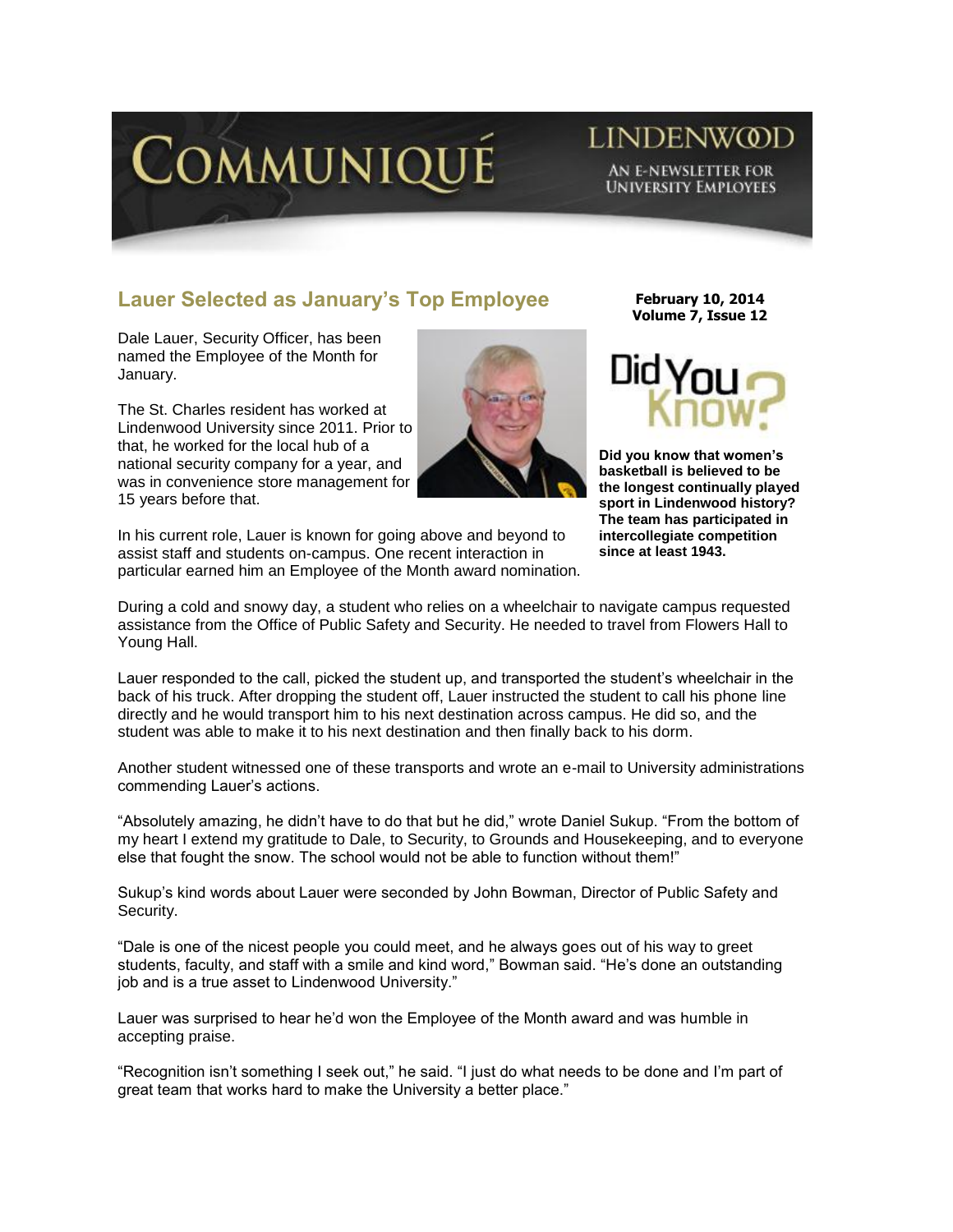# COMMUNIQUÉ

LINDENWOOD
AN E-NEWSLETTER FOR UNIVERSITY EMPLOYEES

**February 10, 2014**
**Volume 7, Issue 12**

## Lauer Selected as January's Top Employee

Dale Lauer, Security Officer, has been named the Employee of the Month for January.

The St. Charles resident has worked at Lindenwood University since 2011. Prior to that, he worked for the local hub of a national security company for a year, and was in convenience store management for 15 years before that.

In his current role, Lauer is known for going above and beyond to assist staff and students on-campus. One recent interaction in particular earned him an Employee of the Month award nomination.

During a cold and snowy day, a student who relies on a wheelchair to navigate campus requested assistance from the Office of Public Safety and Security. He needed to travel from Flowers Hall to Young Hall.

Lauer responded to the call, picked the student up, and transported the student's wheelchair in the back of his truck. After dropping the student off, Lauer instructed the student to call his phone line directly and he would transport him to his next destination across campus. He did so, and the student was able to make it to his next destination and then finally back to his dorm.

Another student witnessed one of these transports and wrote an e-mail to University administrations commending Lauer's actions.

"Absolutely amazing, he didn't have to do that but he did," wrote Daniel Sukup. "From the bottom of my heart I extend my gratitude to Dale, to Security, to Grounds and Housekeeping, and to everyone else that fought the snow. The school would not be able to function without them!"

Sukup's kind words about Lauer were seconded by John Bowman, Director of Public Safety and Security.

"Dale is one of the nicest people you could meet, and he always goes out of his way to greet students, faculty, and staff with a smile and kind word," Bowman said. "He's done an outstanding job and is a true asset to Lindenwood University."

Lauer was surprised to hear he'd won the Employee of the Month award and was humble in accepting praise.

"Recognition isn't something I seek out," he said. "I just do what needs to be done and I'm part of great team that works hard to make the University a better place."

### Did You Know?

**Did you know that women's basketball is believed to be the longest continually played sport in Lindenwood history? The team has participated in intercollegiate competition since at least 1943.**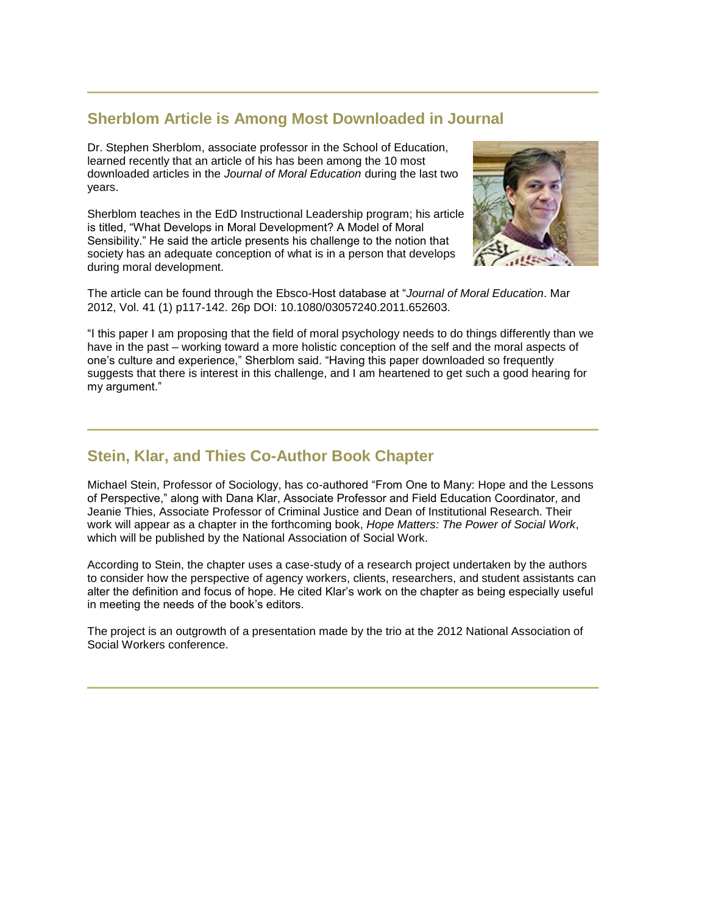## Sherblom Article is Among Most Downloaded in Journal

Dr. Stephen Sherblom, associate professor in the School of Education, learned recently that an article of his has been among the 10 most downloaded articles in the *Journal of Moral Education* during the last two years.

Sherblom teaches in the EdD Instructional Leadership program; his article is titled, "What Develops in Moral Development? A Model of Moral Sensibility." He said the article presents his challenge to the notion that society has an adequate conception of what is in a person that develops during moral development.

The article can be found through the Ebsco-Host database at "*Journal of Moral Education*. Mar 2012, Vol. 41 (1) p117-142. 26p DOI: 10.1080/03057240.2011.652603.

"I this paper I am proposing that the field of moral psychology needs to do things differently than we have in the past – working toward a more holistic conception of the self and the moral aspects of one's culture and experience," Sherblom said. "Having this paper downloaded so frequently suggests that there is interest in this challenge, and I am heartened to get such a good hearing for my argument."

## Stein, Klar, and Thies Co-Author Book Chapter

Michael Stein, Professor of Sociology, has co-authored "From One to Many: Hope and the Lessons of Perspective," along with Dana Klar, Associate Professor and Field Education Coordinator, and Jeanie Thies, Associate Professor of Criminal Justice and Dean of Institutional Research. Their work will appear as a chapter in the forthcoming book, *Hope Matters: The Power of Social Work*, which will be published by the National Association of Social Work.

According to Stein, the chapter uses a case-study of a research project undertaken by the authors to consider how the perspective of agency workers, clients, researchers, and student assistants can alter the definition and focus of hope. He cited Klar's work on the chapter as being especially useful in meeting the needs of the book's editors.

The project is an outgrowth of a presentation made by the trio at the 2012 National Association of Social Workers conference.